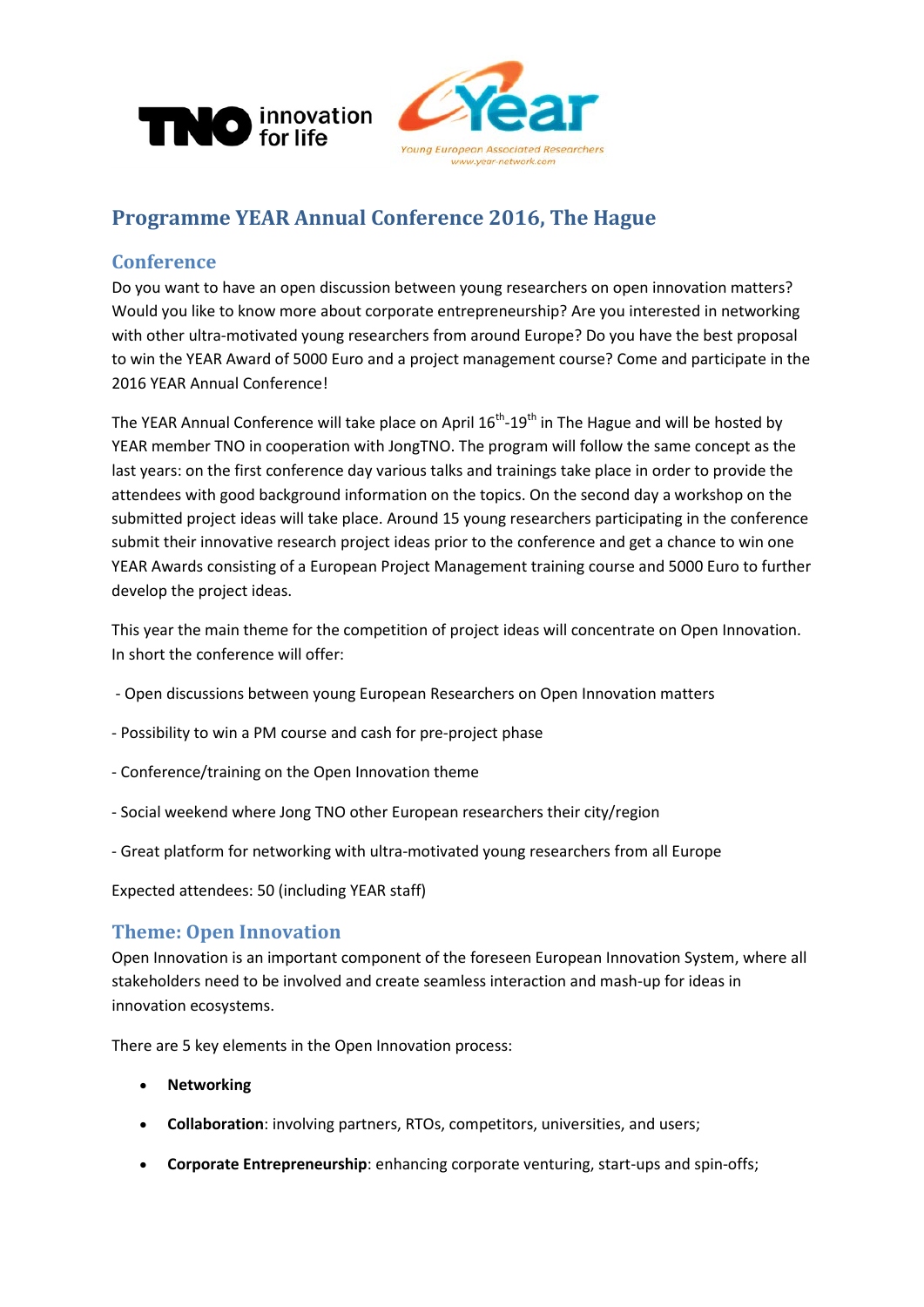# Programme YEAR Annual Conference 2016, The Hague

## Conference

Do you want to have an open discussion between young researchers on open innovation matters? Would you like to know more about corporate entrepreneurship? Are you interested in networking with other ultra-motivated young researchers from around Europe? Do you have the best proposal to win the YEAR Award of 5000 Euro and a project management course? Come and participate in the 2016 YEAR Annual Conference!

The YEAR Annual Conference will take place on April 16th-19th in The Hague and will be hosted by YEAR member TNO in cooperation with JongTNO. The program will follow the same concept as the last years: on the first conference day various talks and trainings take place in order to provide the attendees with good background information on the topics. On the second day a workshop on the submitted project ideas will take place. Around 15 young researchers participating in the conference submit their innovative research project ideas prior to the conference and get a chance to win one YEAR Awards consisting of a European Project Management training course and 5000 Euro to further develop the project ideas.

This year the main theme for the competition of project ideas will concentrate on Open Innovation. In short the conference will offer:

- Open discussions between young European Researchers on Open Innovation matters
- Possibility to win a PM course and cash for pre-project phase
- Conference/training on the Open Innovation theme
- Social weekend where Jong TNO other European researchers their city/region
- Great platform for networking with ultra-motivated young researchers from all Europe

Expected attendees: 50 (including YEAR staff)

## Theme: Open Innovation

Open Innovation is an important component of the foreseen European Innovation System, where all stakeholders need to be involved and create seamless interaction and mash-up for ideas in innovation ecosystems.

There are 5 key elements in the Open Innovation process:

- **Networking**
- **Collaboration**: involving partners, RTOs, competitors, universities, and users;
- **Corporate Entrepreneurship**: enhancing corporate venturing, start-ups and spin-offs;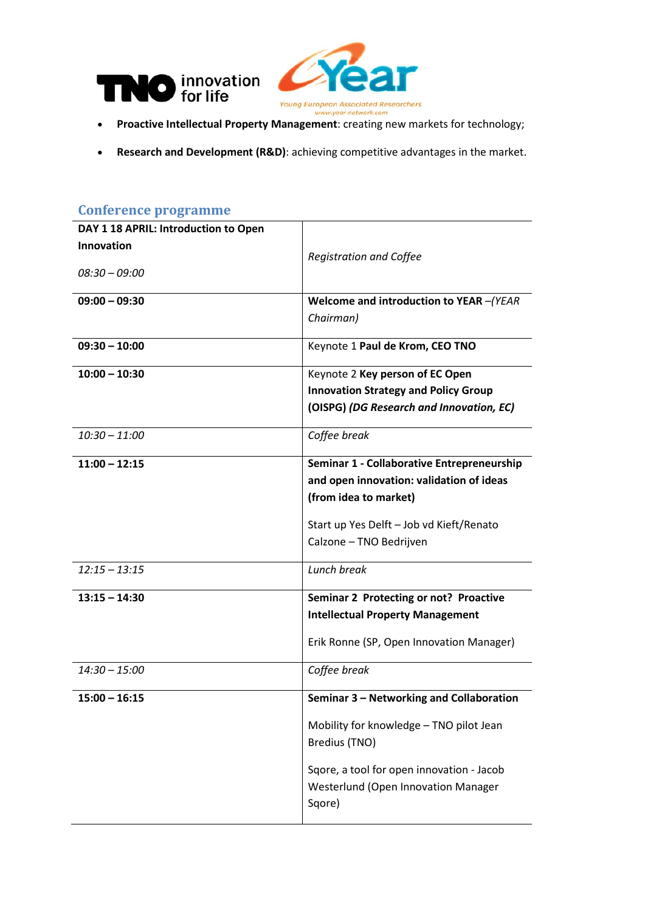- **Proactive Intellectual Property Management**: creating new markets for technology;
- **Research and Development (R&D)**: achieving competitive advantages in the market.

## Conference programme

| **DAY 1 18 APRIL: Introduction to Open Innovation** *08:30 – 09:00* | *Registration and Coffee* |
|---|---|
| **09:00 – 09:30** | **Welcome and introduction to YEAR** –*(YEAR Chairman)* |
| **09:30 – 10:00** | Keynote 1 **Paul de Krom, CEO TNO** |
| **10:00 – 10:30** | Keynote 2 **Key person of EC Open Innovation Strategy and Policy Group (OISPG)** ***(DG Research and Innovation, EC)*** |
| *10:30 – 11:00* | *Coffee break* |
| **11:00 – 12:15** | **Seminar 1 - Collaborative Entrepreneurship and open innovation: validation of ideas (from idea to market)** Start up Yes Delft – Job vd Kieft/Renato Calzone – TNO Bedrijven |
| *12:15 – 13:15* | *Lunch break* |
| **13:15 – 14:30** | **Seminar 2 Protecting or not? Proactive Intellectual Property Management** Erik Ronne (SP, Open Innovation Manager) |
| *14:30 – 15:00* | *Coffee break* |
| **15:00 – 16:15** | **Seminar 3 – Networking and Collaboration** Mobility for knowledge – TNO pilot Jean Bredius (TNO) Sqore, a tool for open innovation - Jacob Westerlund (Open Innovation Manager Sqore) |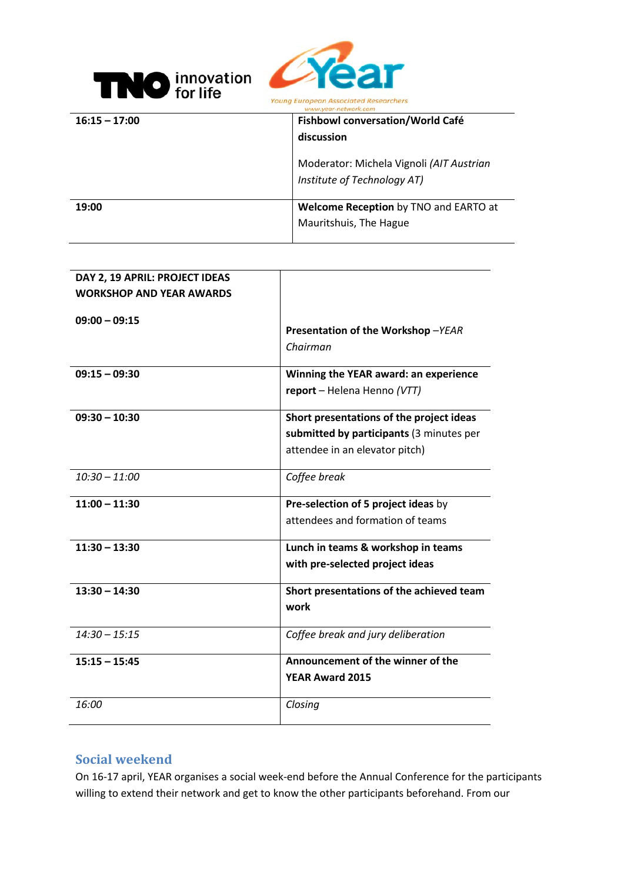| | |
|---|---|
| **16:15 – 17:00** | **Fishbowl conversation/World Café discussion**<br><br>Moderator: Michela Vignoli *(AIT Austrian Institute of Technology AT)* |
| **19:00** | **Welcome Reception** by TNO and EARTO at Mauritshuis, The Hague |

| **DAY 2, 19 APRIL: PROJECT IDEAS WORKSHOP AND YEAR AWARDS** | |
|---|---|
| **09:00 – 09:15** | **Presentation of the Workshop** –*YEAR Chairman* |
| **09:15 – 09:30** | **Winning the YEAR award: an experience report** – Helena Henno *(VTT)* |
| **09:30 – 10:30** | **Short presentations of the project ideas submitted by participants** (3 minutes per attendee in an elevator pitch) |
| *10:30 – 11:00* | *Coffee break* |
| **11:00 – 11:30** | **Pre-selection of 5 project ideas** by attendees and formation of teams |
| **11:30 – 13:30** | **Lunch in teams & workshop in teams with pre-selected project ideas** |
| **13:30 – 14:30** | **Short presentations of the achieved team work** |
| *14:30 – 15:15* | *Coffee break and jury deliberation* |
| **15:15 – 15:45** | **Announcement of the winner of the YEAR Award 2015** |
| *16:00* | *Closing* |

## Social weekend

On 16-17 april, YEAR organises a social week-end before the Annual Conference for the participants willing to extend their network and get to know the other participants beforehand. From our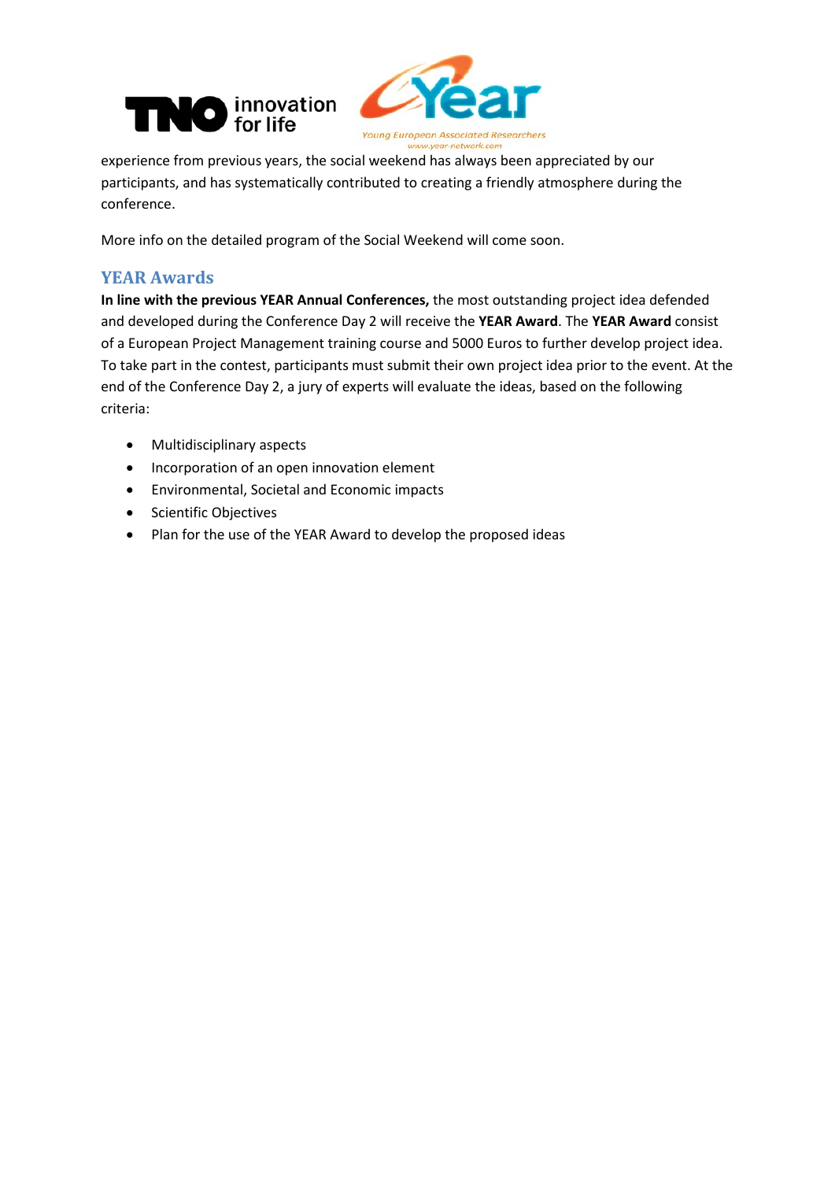experience from previous years, the social weekend has always been appreciated by our participants, and has systematically contributed to creating a friendly atmosphere during the conference.

More info on the detailed program of the Social Weekend will come soon.

## YEAR Awards

**In line with the previous YEAR Annual Conferences,** the most outstanding project idea defended and developed during the Conference Day 2 will receive the **YEAR Award**. The **YEAR Award** consist of a European Project Management training course and 5000 Euros to further develop project idea. To take part in the contest, participants must submit their own project idea prior to the event. At the end of the Conference Day 2, a jury of experts will evaluate the ideas, based on the following criteria:

- Multidisciplinary aspects
- Incorporation of an open innovation element
- Environmental, Societal and Economic impacts
- Scientific Objectives
- Plan for the use of the YEAR Award to develop the proposed ideas